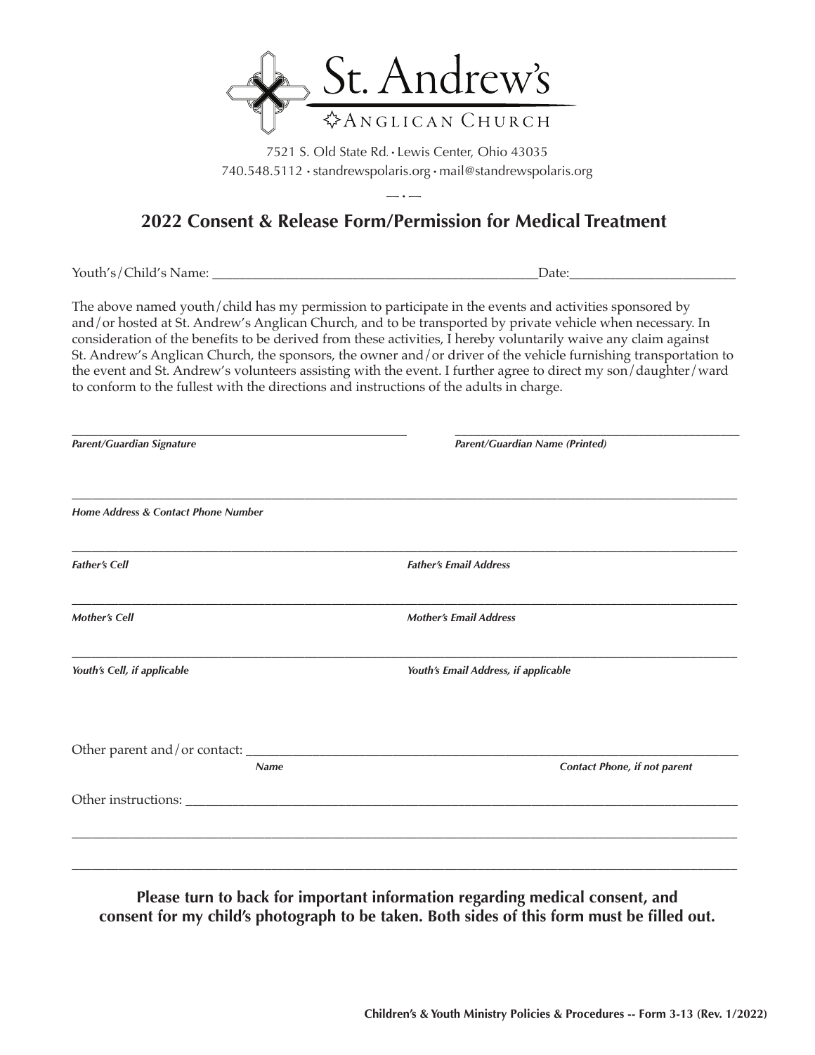# St. Andrew's

ANGLICAN CHURCH

7521 S. Old State Rd. • Lewis Center, Ohio 43035
740.548.5112 • standrewspolaris.org • mail@standrewspolaris.org

## 2022 Consent & Release Form/Permission for Medical Treatment

Youth's/Child's Name: ________________________________________________Date:________________________

The above named youth/child has my permission to participate in the events and activities sponsored by and/or hosted at St. Andrew's Anglican Church, and to be transported by private vehicle when necessary. In consideration of the benefits to be derived from these activities, I hereby voluntarily waive any claim against St. Andrew's Anglican Church, the sponsors, the owner and/or driver of the vehicle furnishing transportation to the event and St. Andrew's volunteers assisting with the event. I further agree to direct my son/daughter/ward to conform to the fullest with the directions and instructions of the adults in charge.

______________________________________________________ ______________________________________________

***Parent/Guardian Signature*** ***Parent/Guardian Name (Printed)***

____________________________________________________________________________________________________

***Home Address & Contact Phone Number***

____________________________________________________________________________________________________

***Father's Cell*** ***Father's Email Address***

____________________________________________________________________________________________________

***Mother's Cell*** ***Mother's Email Address***

____________________________________________________________________________________________________

***Youth's Cell, if applicable*** ***Youth's Email Address, if applicable***

Other parent and/or contact: ______________________________________________________________________

***Name*** ***Contact Phone, if not parent***

Other instructions: _____________________________________________________________________________

____________________________________________________________________________________________________

____________________________________________________________________________________________________

**Please turn to back for important information regarding medical consent, and consent for my child's photograph to be taken. Both sides of this form must be filled out.**

**Children's & Youth Ministry Policies & Procedures -- Form 3-13 (Rev. 1/2022)**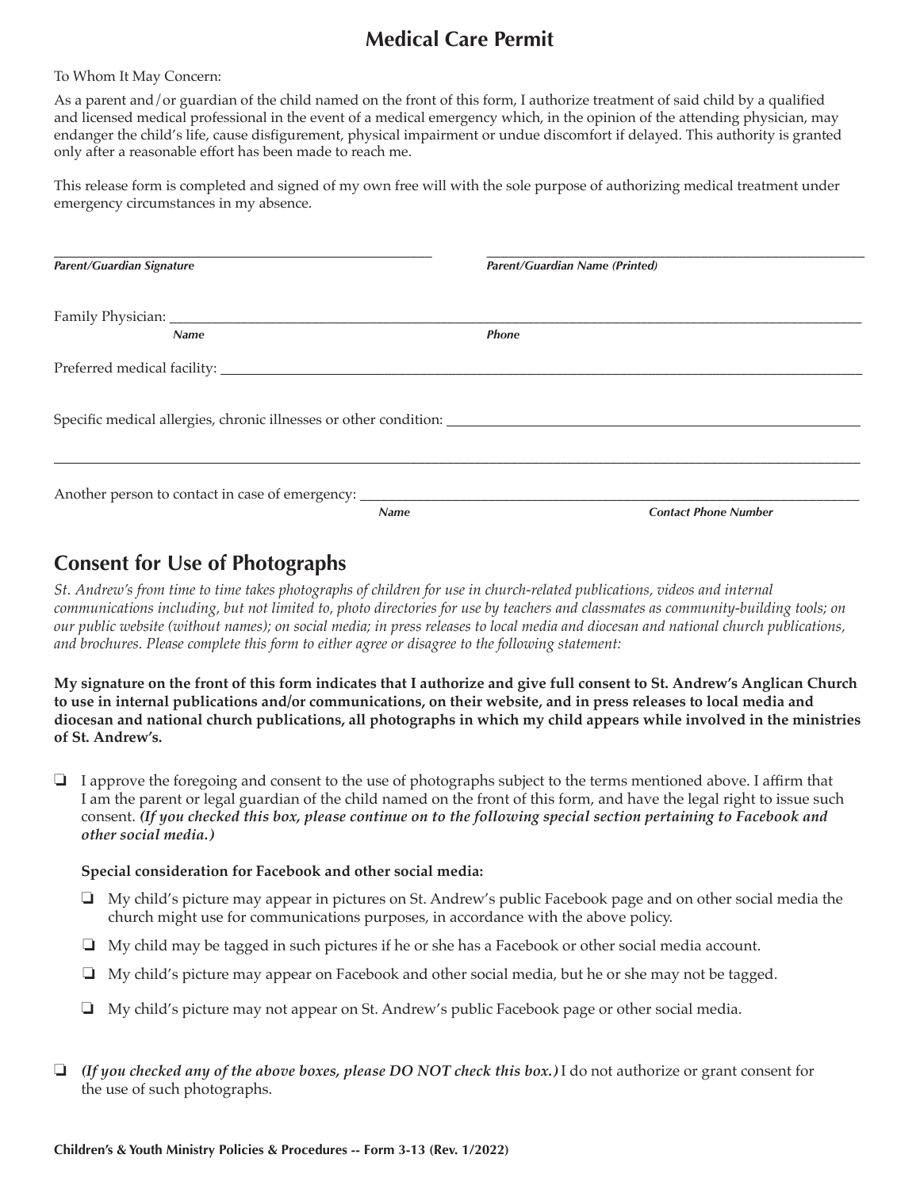# Medical Care Permit

To Whom It May Concern:

As a parent and/or guardian of the child named on the front of this form, I authorize treatment of said child by a qualified and licensed medical professional in the event of a medical emergency which, in the opinion of the attending physician, may endanger the child's life, cause disfigurement, physical impairment or undue discomfort if delayed. This authority is granted only after a reasonable effort has been made to reach me.

This release form is completed and signed of my own free will with the sole purpose of authorizing medical treatment under emergency circumstances in my absence.

\_\_\_\_\_\_\_\_\_\_\_\_\_\_\_\_\_\_\_\_\_\_\_\_\_\_\_\_\_\_\_\_\_\_\_\_\_\_\_\_ \_\_\_\_\_\_\_\_\_\_\_\_\_\_\_\_\_\_\_\_\_\_\_\_\_\_\_\_\_\_\_\_\_\_\_\_\_\_\_\_

***Parent/Guardian Signature*** ***Parent/Guardian Name (Printed)***

Family Physician: \_\_\_\_\_\_\_\_\_\_\_\_\_\_\_\_\_\_\_\_\_\_\_\_\_\_\_\_\_\_\_\_\_\_\_\_\_\_\_\_\_\_\_\_\_\_\_\_\_\_\_\_\_\_\_\_\_\_\_\_

***Name*** ***Phone***

Preferred medical facility: \_\_\_\_\_\_\_\_\_\_\_\_\_\_\_\_\_\_\_\_\_\_\_\_\_\_\_\_\_\_\_\_\_\_\_\_\_\_\_\_\_\_\_\_\_\_\_\_\_\_\_\_\_\_

Specific medical allergies, chronic illnesses or other condition: \_\_\_\_\_\_\_\_\_\_\_\_\_\_\_\_\_\_\_\_\_\_\_\_\_\_\_\_\_\_\_\_\_\_\_\_

\_\_\_\_\_\_\_\_\_\_\_\_\_\_\_\_\_\_\_\_\_\_\_\_\_\_\_\_\_\_\_\_\_\_\_\_\_\_\_\_\_\_\_\_\_\_\_\_\_\_\_\_\_\_\_\_\_\_\_\_\_\_\_\_\_\_\_\_\_\_\_\_\_\_\_\_\_\_

Another person to contact in case of emergency: \_\_\_\_\_\_\_\_\_\_\_\_\_\_\_\_\_\_\_\_\_\_\_\_\_\_\_\_\_\_\_\_\_\_\_\_\_\_\_\_\_\_\_\_

***Name*** ***Contact Phone Number***

## Consent for Use of Photographs

*St. Andrew's from time to time takes photographs of children for use in church-related publications, videos and internal communications including, but not limited to, photo directories for use by teachers and classmates as community-building tools; on our public website (without names); on social media; in press releases to local media and diocesan and national church publications, and brochures. Please complete this form to either agree or disagree to the following statement:*

**My signature on the front of this form indicates that I authorize and give full consent to St. Andrew's Anglican Church to use in internal publications and/or communications, on their website, and in press releases to local media and diocesan and national church publications, all photographs in which my child appears while involved in the ministries of St. Andrew's.**

- ❏ I approve the foregoing and consent to the use of photographs subject to the terms mentioned above. I affirm that I am the parent or legal guardian of the child named on the front of this form, and have the legal right to issue such consent. ***(If you checked this box, please continue on to the following special section pertaining to Facebook and other social media.)***

  **Special consideration for Facebook and other social media:**

  - ❏ My child's picture may appear in pictures on St. Andrew's public Facebook page and on other social media the church might use for communications purposes, in accordance with the above policy.
  - ❏ My child may be tagged in such pictures if he or she has a Facebook or other social media account.
  - ❏ My child's picture may appear on Facebook and other social media, but he or she may not be tagged.
  - ❏ My child's picture may not appear on St. Andrew's public Facebook page or other social media.

- ❏ ***(If you checked any of the above boxes, please DO NOT check this box.)*** I do not authorize or grant consent for the use of such photographs.

**Children's & Youth Ministry Policies & Procedures -- Form 3-13 (Rev. 1/2022)**